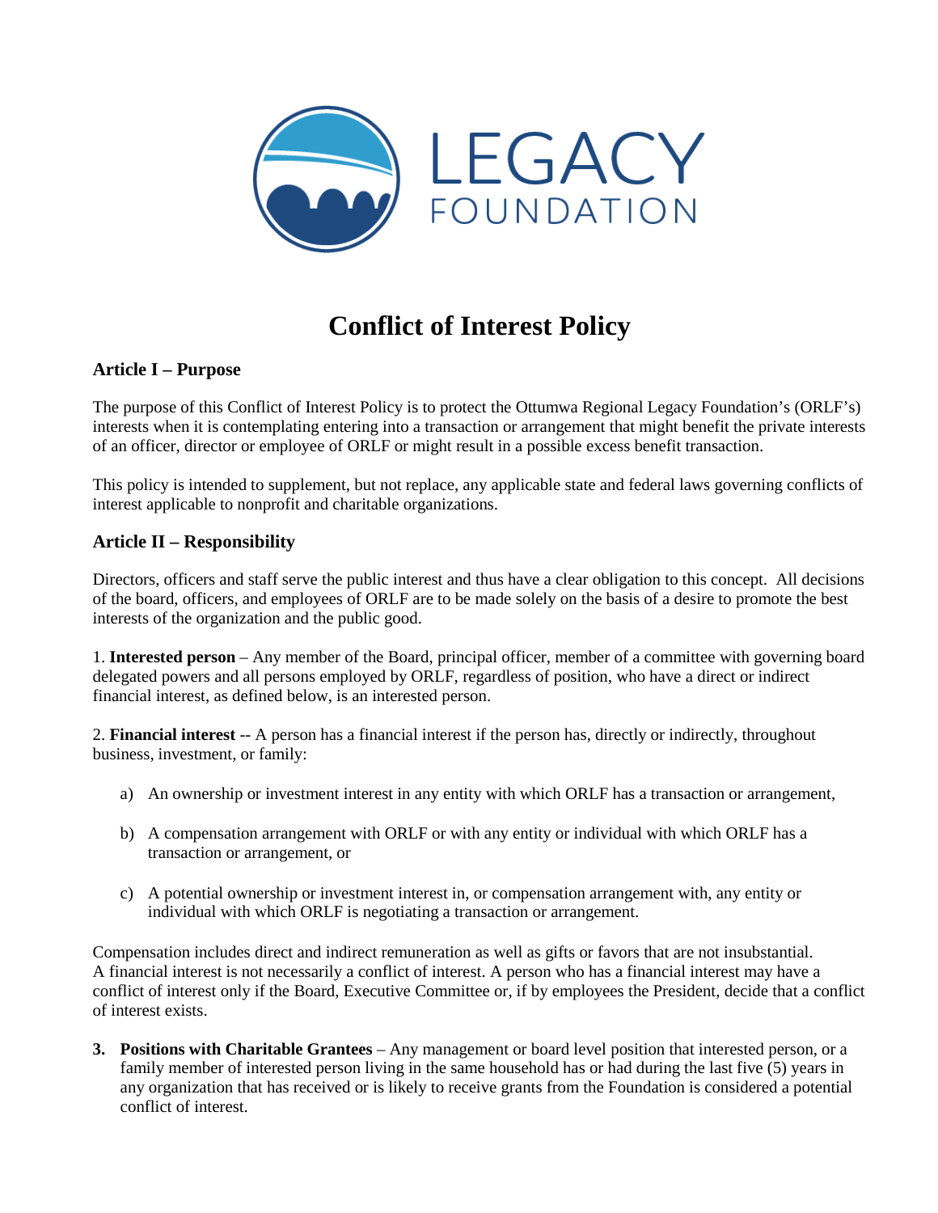# Conflict of Interest Policy

## Article I – Purpose

The purpose of this Conflict of Interest Policy is to protect the Ottumwa Regional Legacy Foundation's (ORLF's) interests when it is contemplating entering into a transaction or arrangement that might benefit the private interests of an officer, director or employee of ORLF or might result in a possible excess benefit transaction.

This policy is intended to supplement, but not replace, any applicable state and federal laws governing conflicts of interest applicable to nonprofit and charitable organizations.

## Article II – Responsibility

Directors, officers and staff serve the public interest and thus have a clear obligation to this concept. All decisions of the board, officers, and employees of ORLF are to be made solely on the basis of a desire to promote the best interests of the organization and the public good.

1. **Interested person** – Any member of the Board, principal officer, member of a committee with governing board delegated powers and all persons employed by ORLF, regardless of position, who have a direct or indirect financial interest, as defined below, is an interested person.

2. **Financial interest** -- A person has a financial interest if the person has, directly or indirectly, throughout business, investment, or family:

   a) An ownership or investment interest in any entity with which ORLF has a transaction or arrangement,

   b) A compensation arrangement with ORLF or with any entity or individual with which ORLF has a transaction or arrangement, or

   c) A potential ownership or investment interest in, or compensation arrangement with, any entity or individual with which ORLF is negotiating a transaction or arrangement.

Compensation includes direct and indirect remuneration as well as gifts or favors that are not insubstantial. A financial interest is not necessarily a conflict of interest. A person who has a financial interest may have a conflict of interest only if the Board, Executive Committee or, if by employees the President, decide that a conflict of interest exists.

3. **Positions with Charitable Grantees** – Any management or board level position that interested person, or a family member of interested person living in the same household has or had during the last five (5) years in any organization that has received or is likely to receive grants from the Foundation is considered a potential conflict of interest.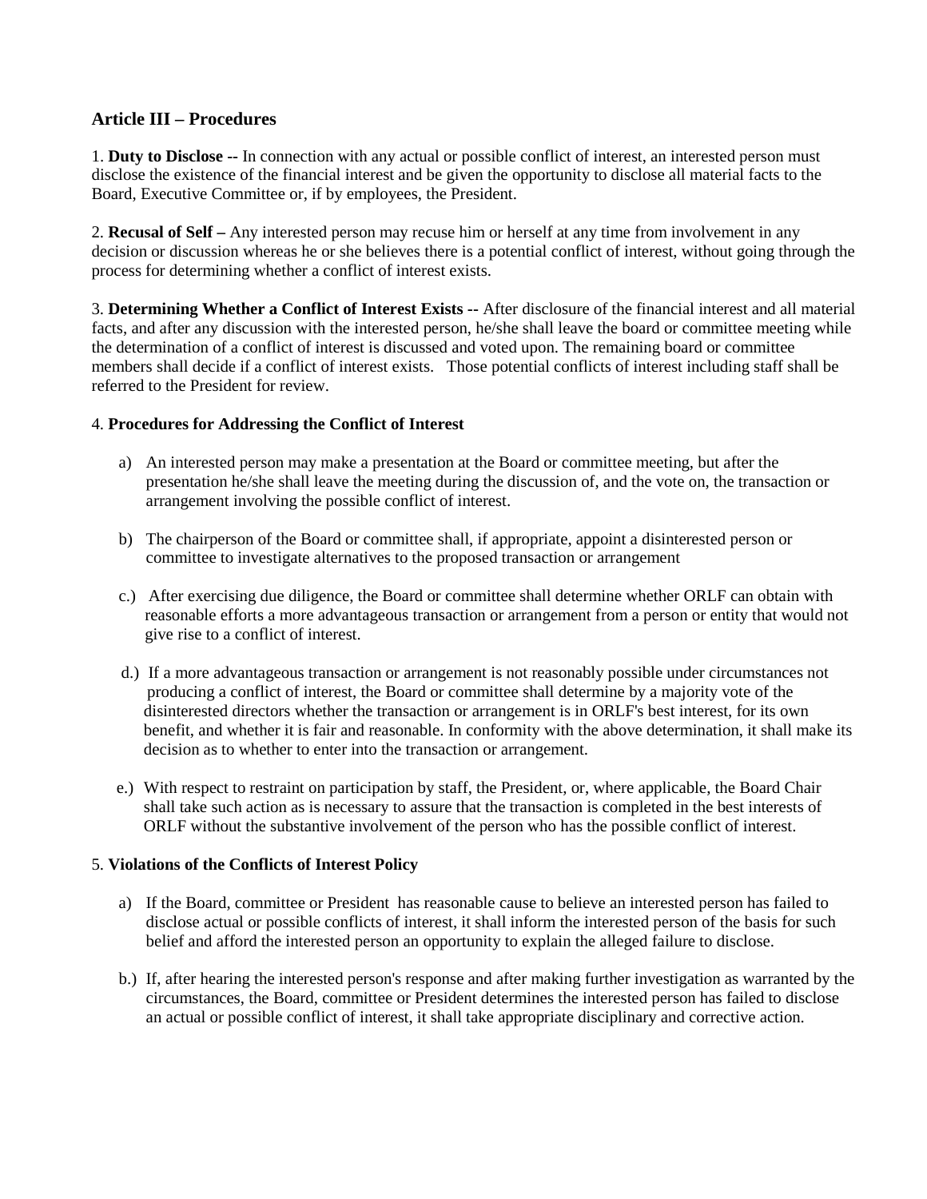## Article III – Procedures

1. **Duty to Disclose --** In connection with any actual or possible conflict of interest, an interested person must disclose the existence of the financial interest and be given the opportunity to disclose all material facts to the Board, Executive Committee or, if by employees, the President.

2. **Recusal of Self –** Any interested person may recuse him or herself at any time from involvement in any decision or discussion whereas he or she believes there is a potential conflict of interest, without going through the process for determining whether a conflict of interest exists.

3. **Determining Whether a Conflict of Interest Exists --** After disclosure of the financial interest and all material facts, and after any discussion with the interested person, he/she shall leave the board or committee meeting while the determination of a conflict of interest is discussed and voted upon. The remaining board or committee members shall decide if a conflict of interest exists. Those potential conflicts of interest including staff shall be referred to the President for review.

4. **Procedures for Addressing the Conflict of Interest**

   a) An interested person may make a presentation at the Board or committee meeting, but after the presentation he/she shall leave the meeting during the discussion of, and the vote on, the transaction or arrangement involving the possible conflict of interest.

   b) The chairperson of the Board or committee shall, if appropriate, appoint a disinterested person or committee to investigate alternatives to the proposed transaction or arrangement

   c.) After exercising due diligence, the Board or committee shall determine whether ORLF can obtain with reasonable efforts a more advantageous transaction or arrangement from a person or entity that would not give rise to a conflict of interest.

   d.) If a more advantageous transaction or arrangement is not reasonably possible under circumstances not producing a conflict of interest, the Board or committee shall determine by a majority vote of the disinterested directors whether the transaction or arrangement is in ORLF's best interest, for its own benefit, and whether it is fair and reasonable. In conformity with the above determination, it shall make its decision as to whether to enter into the transaction or arrangement.

   e.) With respect to restraint on participation by staff, the President, or, where applicable, the Board Chair shall take such action as is necessary to assure that the transaction is completed in the best interests of ORLF without the substantive involvement of the person who has the possible conflict of interest.

5. **Violations of the Conflicts of Interest Policy**

   a) If the Board, committee or President has reasonable cause to believe an interested person has failed to disclose actual or possible conflicts of interest, it shall inform the interested person of the basis for such belief and afford the interested person an opportunity to explain the alleged failure to disclose.

   b.) If, after hearing the interested person's response and after making further investigation as warranted by the circumstances, the Board, committee or President determines the interested person has failed to disclose an actual or possible conflict of interest, it shall take appropriate disciplinary and corrective action.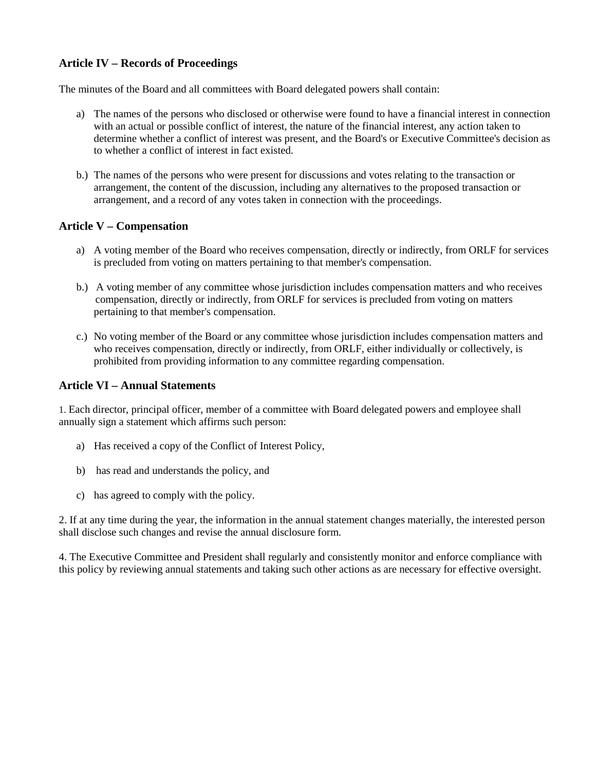## Article IV – Records of Proceedings

The minutes of the Board and all committees with Board delegated powers shall contain:

a) The names of the persons who disclosed or otherwise were found to have a financial interest in connection with an actual or possible conflict of interest, the nature of the financial interest, any action taken to determine whether a conflict of interest was present, and the Board's or Executive Committee's decision as to whether a conflict of interest in fact existed.

b.) The names of the persons who were present for discussions and votes relating to the transaction or arrangement, the content of the discussion, including any alternatives to the proposed transaction or arrangement, and a record of any votes taken in connection with the proceedings.

## Article V – Compensation

a) A voting member of the Board who receives compensation, directly or indirectly, from ORLF for services is precluded from voting on matters pertaining to that member's compensation.

b.) A voting member of any committee whose jurisdiction includes compensation matters and who receives compensation, directly or indirectly, from ORLF for services is precluded from voting on matters pertaining to that member's compensation.

c.) No voting member of the Board or any committee whose jurisdiction includes compensation matters and who receives compensation, directly or indirectly, from ORLF, either individually or collectively, is prohibited from providing information to any committee regarding compensation.

## Article VI – Annual Statements

1. Each director, principal officer, member of a committee with Board delegated powers and employee shall annually sign a statement which affirms such person:

a) Has received a copy of the Conflict of Interest Policy,

b) has read and understands the policy, and

c) has agreed to comply with the policy.

2. If at any time during the year, the information in the annual statement changes materially, the interested person shall disclose such changes and revise the annual disclosure form.

4. The Executive Committee and President shall regularly and consistently monitor and enforce compliance with this policy by reviewing annual statements and taking such other actions as are necessary for effective oversight.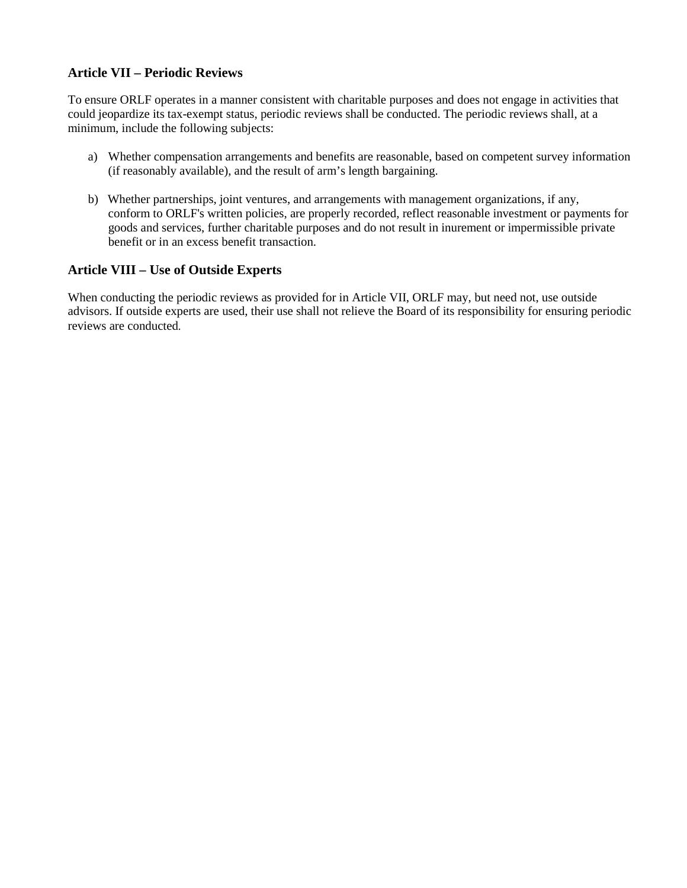## Article VII – Periodic Reviews

To ensure ORLF operates in a manner consistent with charitable purposes and does not engage in activities that could jeopardize its tax-exempt status, periodic reviews shall be conducted. The periodic reviews shall, at a minimum, include the following subjects:

a) Whether compensation arrangements and benefits are reasonable, based on competent survey information (if reasonably available), and the result of arm's length bargaining.

b) Whether partnerships, joint ventures, and arrangements with management organizations, if any, conform to ORLF's written policies, are properly recorded, reflect reasonable investment or payments for goods and services, further charitable purposes and do not result in inurement or impermissible private benefit or in an excess benefit transaction.

## Article VIII – Use of Outside Experts

When conducting the periodic reviews as provided for in Article VII, ORLF may, but need not, use outside advisors. If outside experts are used, their use shall not relieve the Board of its responsibility for ensuring periodic reviews are conducted.